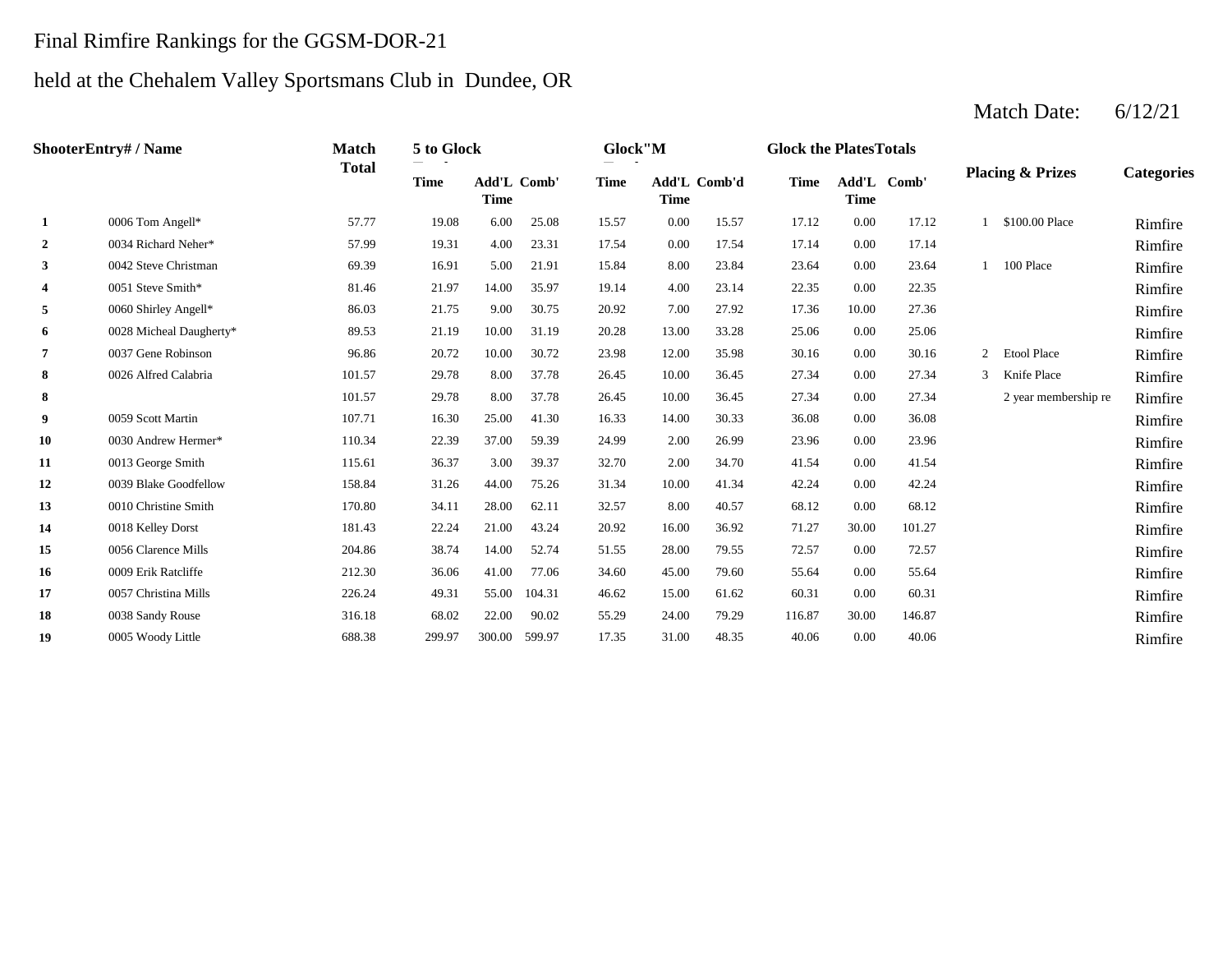Final Rimfire Rankings for the GGSM-DOR-21

held at the Chehalem Valley Sportsmans Club in Dundee, OR

Match Date: 6/12/21

| Shooter | Entry# / Name | Match Total | 5 to Glock | | | Glock"M | | | Glock the Plates | | | Totals | Placing & Prizes | | Categories |
|---|---|---|---|---|---|---|---|---|---|---|---|---|---|---|---|
| | | | Time | Add'L Time | Comb' | Time | Add'L Time | Comb'd | Time | Add'L Time | Comb' | | | | |
| 1 | 0006 Tom Angell* | 57.77 | 19.08 | 6.00 | 25.08 | 15.57 | 0.00 | 15.57 | 17.12 | 0.00 | 17.12 | | 1 | $100.00 Place | Rimfire |
| 2 | 0034 Richard Neher* | 57.99 | 19.31 | 4.00 | 23.31 | 17.54 | 0.00 | 17.54 | 17.14 | 0.00 | 17.14 | | | | Rimfire |
| 3 | 0042 Steve Christman | 69.39 | 16.91 | 5.00 | 21.91 | 15.84 | 8.00 | 23.84 | 23.64 | 0.00 | 23.64 | | 1 | 100 Place | Rimfire |
| 4 | 0051 Steve Smith* | 81.46 | 21.97 | 14.00 | 35.97 | 19.14 | 4.00 | 23.14 | 22.35 | 0.00 | 22.35 | | | | Rimfire |
| 5 | 0060 Shirley Angell* | 86.03 | 21.75 | 9.00 | 30.75 | 20.92 | 7.00 | 27.92 | 17.36 | 10.00 | 27.36 | | | | Rimfire |
| 6 | 0028 Micheal Daugherty* | 89.53 | 21.19 | 10.00 | 31.19 | 20.28 | 13.00 | 33.28 | 25.06 | 0.00 | 25.06 | | | | Rimfire |
| 7 | 0037 Gene Robinson | 96.86 | 20.72 | 10.00 | 30.72 | 23.98 | 12.00 | 35.98 | 30.16 | 0.00 | 30.16 | | 2 | Etool Place | Rimfire |
| 8 | 0026 Alfred Calabria | 101.57 | 29.78 | 8.00 | 37.78 | 26.45 | 10.00 | 36.45 | 27.34 | 0.00 | 27.34 | | 3 | Knife Place | Rimfire |
| 8 | | 101.57 | 29.78 | 8.00 | 37.78 | 26.45 | 10.00 | 36.45 | 27.34 | 0.00 | 27.34 | | | 2 year membership re | Rimfire |
| 9 | 0059 Scott Martin | 107.71 | 16.30 | 25.00 | 41.30 | 16.33 | 14.00 | 30.33 | 36.08 | 0.00 | 36.08 | | | | Rimfire |
| 10 | 0030 Andrew Hermer* | 110.34 | 22.39 | 37.00 | 59.39 | 24.99 | 2.00 | 26.99 | 23.96 | 0.00 | 23.96 | | | | Rimfire |
| 11 | 0013 George Smith | 115.61 | 36.37 | 3.00 | 39.37 | 32.70 | 2.00 | 34.70 | 41.54 | 0.00 | 41.54 | | | | Rimfire |
| 12 | 0039 Blake Goodfellow | 158.84 | 31.26 | 44.00 | 75.26 | 31.34 | 10.00 | 41.34 | 42.24 | 0.00 | 42.24 | | | | Rimfire |
| 13 | 0010 Christine Smith | 170.80 | 34.11 | 28.00 | 62.11 | 32.57 | 8.00 | 40.57 | 68.12 | 0.00 | 68.12 | | | | Rimfire |
| 14 | 0018 Kelley Dorst | 181.43 | 22.24 | 21.00 | 43.24 | 20.92 | 16.00 | 36.92 | 71.27 | 30.00 | 101.27 | | | | Rimfire |
| 15 | 0056 Clarence Mills | 204.86 | 38.74 | 14.00 | 52.74 | 51.55 | 28.00 | 79.55 | 72.57 | 0.00 | 72.57 | | | | Rimfire |
| 16 | 0009 Erik Ratcliffe | 212.30 | 36.06 | 41.00 | 77.06 | 34.60 | 45.00 | 79.60 | 55.64 | 0.00 | 55.64 | | | | Rimfire |
| 17 | 0057 Christina Mills | 226.24 | 49.31 | 55.00 | 104.31 | 46.62 | 15.00 | 61.62 | 60.31 | 0.00 | 60.31 | | | | Rimfire |
| 18 | 0038 Sandy Rouse | 316.18 | 68.02 | 22.00 | 90.02 | 55.29 | 24.00 | 79.29 | 116.87 | 30.00 | 146.87 | | | | Rimfire |
| 19 | 0005 Woody Little | 688.38 | 299.97 | 300.00 | 599.97 | 17.35 | 31.00 | 48.35 | 40.06 | 0.00 | 40.06 | | | | Rimfire |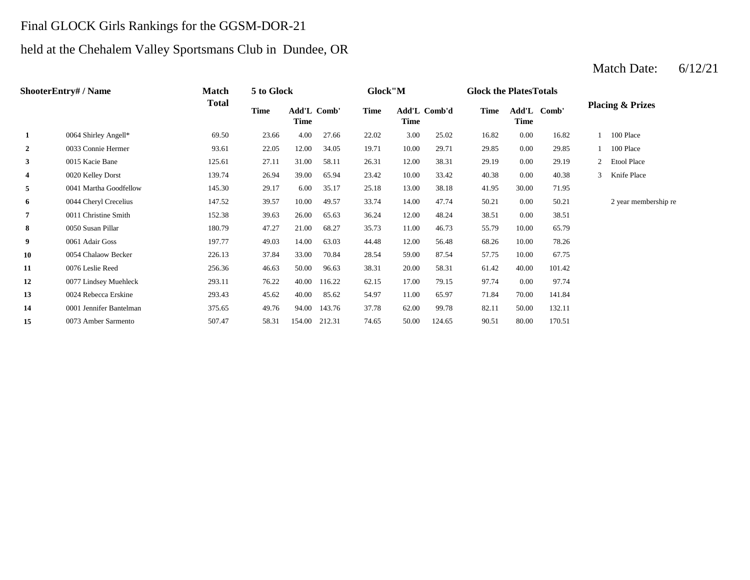Final GLOCK Girls Rankings for the GGSM-DOR-21

held at the Chehalem Valley Sportsmans Club in Dundee, OR

Match Date: 6/12/21

| Shooter | Entry# / Name | Match Total | 5 to Glock | | | Glock"M | | | Glock the Plates | Totals | | Placing & Prizes | |
|---|---|---|---|---|---|---|---|---|---|---|---|---|---|
| | | | Time | Add'L Time | Comb' | Time | Add'L Time | Comb'd | Time | Add'L Time | Comb' | | |
| 1 | 0064 Shirley Angell* | 69.50 | 23.66 | 4.00 | 27.66 | 22.02 | 3.00 | 25.02 | 16.82 | 0.00 | 16.82 | 1 | 100 Place |
| 2 | 0033 Connie Hermer | 93.61 | 22.05 | 12.00 | 34.05 | 19.71 | 10.00 | 29.71 | 29.85 | 0.00 | 29.85 | 1 | 100 Place |
| 3 | 0015 Kacie Bane | 125.61 | 27.11 | 31.00 | 58.11 | 26.31 | 12.00 | 38.31 | 29.19 | 0.00 | 29.19 | 2 | Etool Place |
| 4 | 0020 Kelley Dorst | 139.74 | 26.94 | 39.00 | 65.94 | 23.42 | 10.00 | 33.42 | 40.38 | 0.00 | 40.38 | 3 | Knife Place |
| 5 | 0041 Martha Goodfellow | 145.30 | 29.17 | 6.00 | 35.17 | 25.18 | 13.00 | 38.18 | 41.95 | 30.00 | 71.95 | | |
| 6 | 0044 Cheryl Crecelius | 147.52 | 39.57 | 10.00 | 49.57 | 33.74 | 14.00 | 47.74 | 50.21 | 0.00 | 50.21 | | 2 year membership re |
| 7 | 0011 Christine Smith | 152.38 | 39.63 | 26.00 | 65.63 | 36.24 | 12.00 | 48.24 | 38.51 | 0.00 | 38.51 | | |
| 8 | 0050 Susan Pillar | 180.79 | 47.27 | 21.00 | 68.27 | 35.73 | 11.00 | 46.73 | 55.79 | 10.00 | 65.79 | | |
| 9 | 0061 Adair Goss | 197.77 | 49.03 | 14.00 | 63.03 | 44.48 | 12.00 | 56.48 | 68.26 | 10.00 | 78.26 | | |
| 10 | 0054 Chalaow Becker | 226.13 | 37.84 | 33.00 | 70.84 | 28.54 | 59.00 | 87.54 | 57.75 | 10.00 | 67.75 | | |
| 11 | 0076 Leslie Reed | 256.36 | 46.63 | 50.00 | 96.63 | 38.31 | 20.00 | 58.31 | 61.42 | 40.00 | 101.42 | | |
| 12 | 0077 Lindsey Muehleck | 293.11 | 76.22 | 40.00 | 116.22 | 62.15 | 17.00 | 79.15 | 97.74 | 0.00 | 97.74 | | |
| 13 | 0024 Rebecca Erskine | 293.43 | 45.62 | 40.00 | 85.62 | 54.97 | 11.00 | 65.97 | 71.84 | 70.00 | 141.84 | | |
| 14 | 0001 Jennifer Bantelman | 375.65 | 49.76 | 94.00 | 143.76 | 37.78 | 62.00 | 99.78 | 82.11 | 50.00 | 132.11 | | |
| 15 | 0073 Amber Sarmento | 507.47 | 58.31 | 154.00 | 212.31 | 74.65 | 50.00 | 124.65 | 90.51 | 80.00 | 170.51 | | |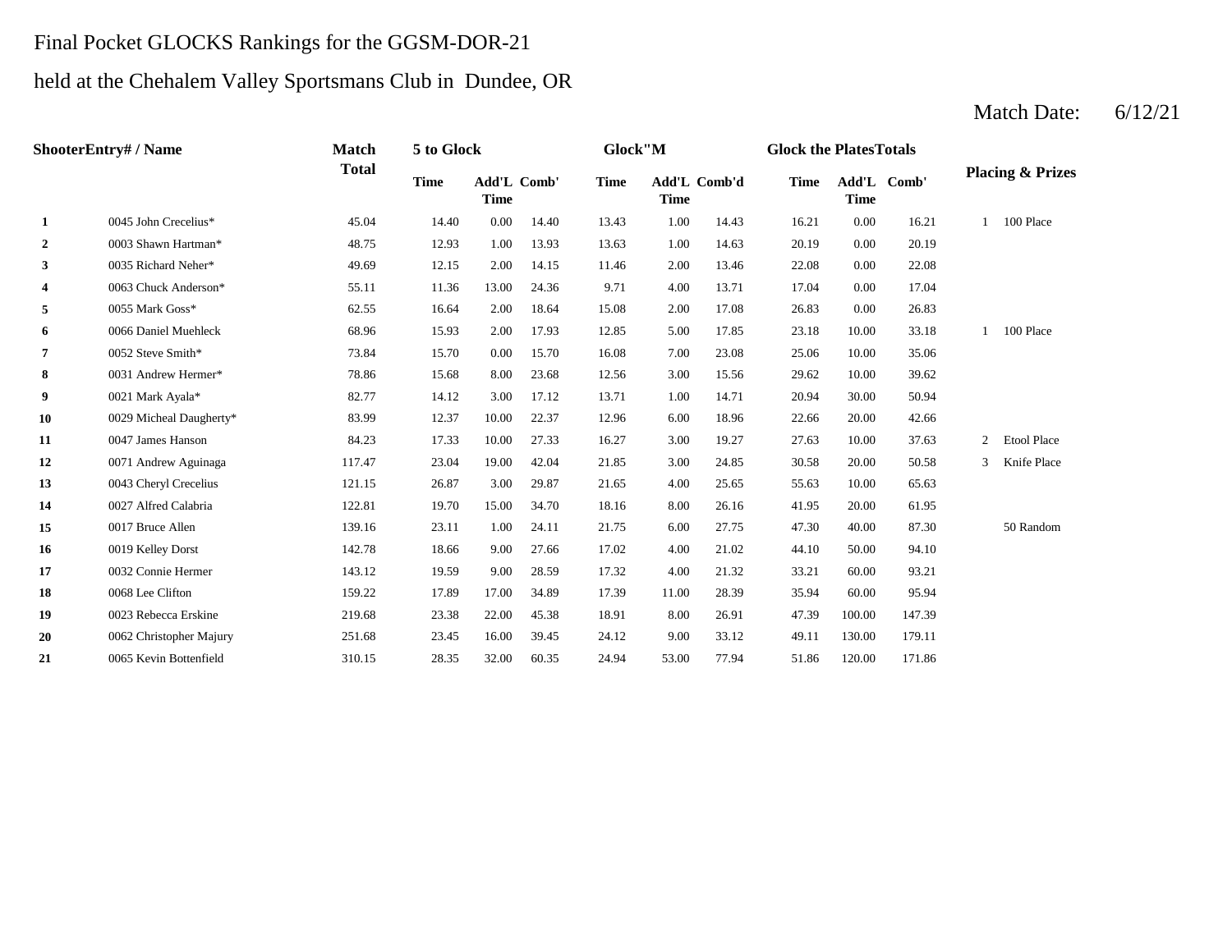# Final Pocket GLOCKS Rankings for the GGSM-DOR-21

## held at the Chehalem Valley Sportsmans Club in Dundee, OR

Match Date: 6/12/21

| Shooter | Entry# / Name | Match Total | 5 to Glock | | | Glock"M | | | Glock the Plates | Totals | | Placing & Prizes | |
|---|---|---|---|---|---|---|---|---|---|---|---|---|---|
| | | | Time | Add'L Time | Comb' | Time | Add'L Time | Comb'd | Time | Add'L Time | Comb' | | |
| 1 | 0045 John Crecelius* | 45.04 | 14.40 | 0.00 | 14.40 | 13.43 | 1.00 | 14.43 | 16.21 | 0.00 | 16.21 | 1 | 100 Place |
| 2 | 0003 Shawn Hartman* | 48.75 | 12.93 | 1.00 | 13.93 | 13.63 | 1.00 | 14.63 | 20.19 | 0.00 | 20.19 | | |
| 3 | 0035 Richard Neher* | 49.69 | 12.15 | 2.00 | 14.15 | 11.46 | 2.00 | 13.46 | 22.08 | 0.00 | 22.08 | | |
| 4 | 0063 Chuck Anderson* | 55.11 | 11.36 | 13.00 | 24.36 | 9.71 | 4.00 | 13.71 | 17.04 | 0.00 | 17.04 | | |
| 5 | 0055 Mark Goss* | 62.55 | 16.64 | 2.00 | 18.64 | 15.08 | 2.00 | 17.08 | 26.83 | 0.00 | 26.83 | | |
| 6 | 0066 Daniel Muehleck | 68.96 | 15.93 | 2.00 | 17.93 | 12.85 | 5.00 | 17.85 | 23.18 | 10.00 | 33.18 | 1 | 100 Place |
| 7 | 0052 Steve Smith* | 73.84 | 15.70 | 0.00 | 15.70 | 16.08 | 7.00 | 23.08 | 25.06 | 10.00 | 35.06 | | |
| 8 | 0031 Andrew Hermer* | 78.86 | 15.68 | 8.00 | 23.68 | 12.56 | 3.00 | 15.56 | 29.62 | 10.00 | 39.62 | | |
| 9 | 0021 Mark Ayala* | 82.77 | 14.12 | 3.00 | 17.12 | 13.71 | 1.00 | 14.71 | 20.94 | 30.00 | 50.94 | | |
| 10 | 0029 Micheal Daugherty* | 83.99 | 12.37 | 10.00 | 22.37 | 12.96 | 6.00 | 18.96 | 22.66 | 20.00 | 42.66 | | |
| 11 | 0047 James Hanson | 84.23 | 17.33 | 10.00 | 27.33 | 16.27 | 3.00 | 19.27 | 27.63 | 10.00 | 37.63 | 2 | Etool Place |
| 12 | 0071 Andrew Aguinaga | 117.47 | 23.04 | 19.00 | 42.04 | 21.85 | 3.00 | 24.85 | 30.58 | 20.00 | 50.58 | 3 | Knife Place |
| 13 | 0043 Cheryl Crecelius | 121.15 | 26.87 | 3.00 | 29.87 | 21.65 | 4.00 | 25.65 | 55.63 | 10.00 | 65.63 | | |
| 14 | 0027 Alfred Calabria | 122.81 | 19.70 | 15.00 | 34.70 | 18.16 | 8.00 | 26.16 | 41.95 | 20.00 | 61.95 | | |
| 15 | 0017 Bruce Allen | 139.16 | 23.11 | 1.00 | 24.11 | 21.75 | 6.00 | 27.75 | 47.30 | 40.00 | 87.30 | | 50 Random |
| 16 | 0019 Kelley Dorst | 142.78 | 18.66 | 9.00 | 27.66 | 17.02 | 4.00 | 21.02 | 44.10 | 50.00 | 94.10 | | |
| 17 | 0032 Connie Hermer | 143.12 | 19.59 | 9.00 | 28.59 | 17.32 | 4.00 | 21.32 | 33.21 | 60.00 | 93.21 | | |
| 18 | 0068 Lee Clifton | 159.22 | 17.89 | 17.00 | 34.89 | 17.39 | 11.00 | 28.39 | 35.94 | 60.00 | 95.94 | | |
| 19 | 0023 Rebecca Erskine | 219.68 | 23.38 | 22.00 | 45.38 | 18.91 | 8.00 | 26.91 | 47.39 | 100.00 | 147.39 | | |
| 20 | 0062 Christopher Majury | 251.68 | 23.45 | 16.00 | 39.45 | 24.12 | 9.00 | 33.12 | 49.11 | 130.00 | 179.11 | | |
| 21 | 0065 Kevin Bottenfield | 310.15 | 28.35 | 32.00 | 60.35 | 24.94 | 53.00 | 77.94 | 51.86 | 120.00 | 171.86 | | |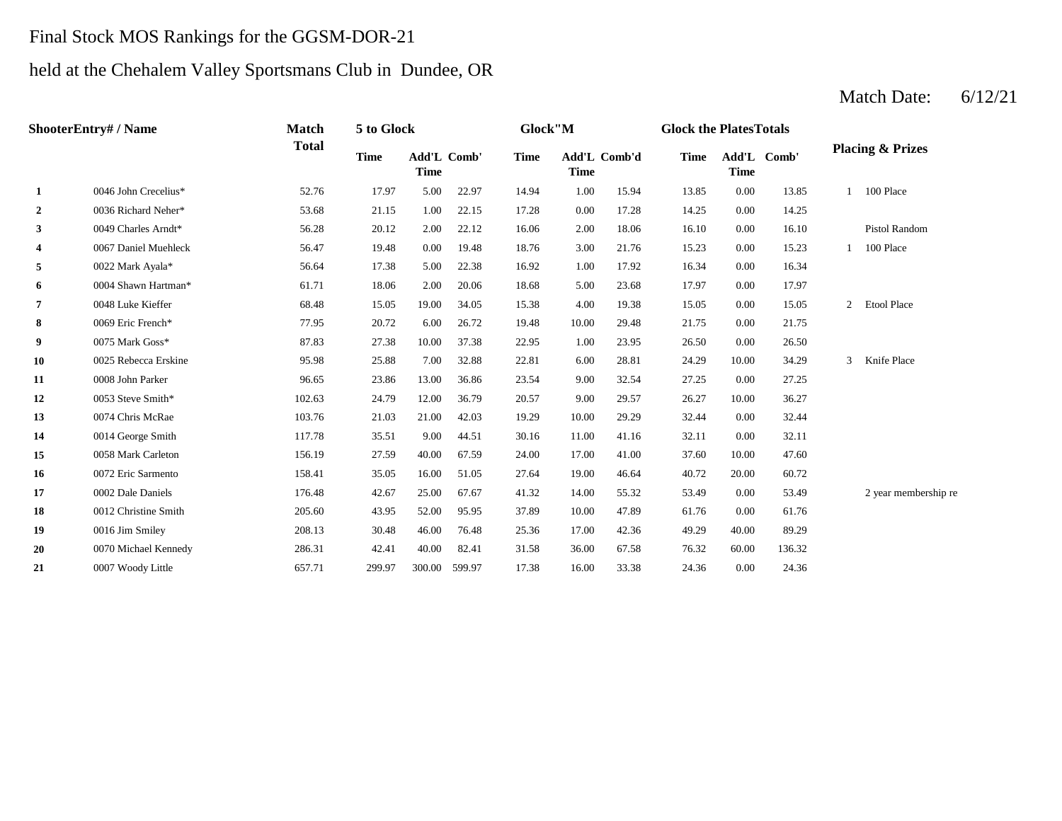Final Stock MOS Rankings for the GGSM-DOR-21

held at the Chehalem Valley Sportsmans Club in Dundee, OR

Match Date: 6/12/21

| Shooter | Entry# / Name | Match Total | 5 to Glock | | | Glock"M | | | Glock the Plates | | | Placing & Prizes | |
|---|---|---|---|---|---|---|---|---|---|---|---|---|---|
| | | | Time | Add'L Time | Comb' | Time | Add'L Time | Comb'd | Time | Add'L Time | Comb' | | |
| 1 | 0046 John Crecelius* | 52.76 | 17.97 | 5.00 | 22.97 | 14.94 | 1.00 | 15.94 | 13.85 | 0.00 | 13.85 | 1 | 100 Place |
| 2 | 0036 Richard Neher* | 53.68 | 21.15 | 1.00 | 22.15 | 17.28 | 0.00 | 17.28 | 14.25 | 0.00 | 14.25 | | |
| 3 | 0049 Charles Arndt* | 56.28 | 20.12 | 2.00 | 22.12 | 16.06 | 2.00 | 18.06 | 16.10 | 0.00 | 16.10 | | Pistol Random |
| 4 | 0067 Daniel Muehleck | 56.47 | 19.48 | 0.00 | 19.48 | 18.76 | 3.00 | 21.76 | 15.23 | 0.00 | 15.23 | 1 | 100 Place |
| 5 | 0022 Mark Ayala* | 56.64 | 17.38 | 5.00 | 22.38 | 16.92 | 1.00 | 17.92 | 16.34 | 0.00 | 16.34 | | |
| 6 | 0004 Shawn Hartman* | 61.71 | 18.06 | 2.00 | 20.06 | 18.68 | 5.00 | 23.68 | 17.97 | 0.00 | 17.97 | | |
| 7 | 0048 Luke Kieffer | 68.48 | 15.05 | 19.00 | 34.05 | 15.38 | 4.00 | 19.38 | 15.05 | 0.00 | 15.05 | 2 | Etool Place |
| 8 | 0069 Eric French* | 77.95 | 20.72 | 6.00 | 26.72 | 19.48 | 10.00 | 29.48 | 21.75 | 0.00 | 21.75 | | |
| 9 | 0075 Mark Goss* | 87.83 | 27.38 | 10.00 | 37.38 | 22.95 | 1.00 | 23.95 | 26.50 | 0.00 | 26.50 | | |
| 10 | 0025 Rebecca Erskine | 95.98 | 25.88 | 7.00 | 32.88 | 22.81 | 6.00 | 28.81 | 24.29 | 10.00 | 34.29 | 3 | Knife Place |
| 11 | 0008 John Parker | 96.65 | 23.86 | 13.00 | 36.86 | 23.54 | 9.00 | 32.54 | 27.25 | 0.00 | 27.25 | | |
| 12 | 0053 Steve Smith* | 102.63 | 24.79 | 12.00 | 36.79 | 20.57 | 9.00 | 29.57 | 26.27 | 10.00 | 36.27 | | |
| 13 | 0074 Chris McRae | 103.76 | 21.03 | 21.00 | 42.03 | 19.29 | 10.00 | 29.29 | 32.44 | 0.00 | 32.44 | | |
| 14 | 0014 George Smith | 117.78 | 35.51 | 9.00 | 44.51 | 30.16 | 11.00 | 41.16 | 32.11 | 0.00 | 32.11 | | |
| 15 | 0058 Mark Carleton | 156.19 | 27.59 | 40.00 | 67.59 | 24.00 | 17.00 | 41.00 | 37.60 | 10.00 | 47.60 | | |
| 16 | 0072 Eric Sarmento | 158.41 | 35.05 | 16.00 | 51.05 | 27.64 | 19.00 | 46.64 | 40.72 | 20.00 | 60.72 | | |
| 17 | 0002 Dale Daniels | 176.48 | 42.67 | 25.00 | 67.67 | 41.32 | 14.00 | 55.32 | 53.49 | 0.00 | 53.49 | | 2 year membership re |
| 18 | 0012 Christine Smith | 205.60 | 43.95 | 52.00 | 95.95 | 37.89 | 10.00 | 47.89 | 61.76 | 0.00 | 61.76 | | |
| 19 | 0016 Jim Smiley | 208.13 | 30.48 | 46.00 | 76.48 | 25.36 | 17.00 | 42.36 | 49.29 | 40.00 | 89.29 | | |
| 20 | 0070 Michael Kennedy | 286.31 | 42.41 | 40.00 | 82.41 | 31.58 | 36.00 | 67.58 | 76.32 | 60.00 | 136.32 | | |
| 21 | 0007 Woody Little | 657.71 | 299.97 | 300.00 | 599.97 | 17.38 | 16.00 | 33.38 | 24.36 | 0.00 | 24.36 | | |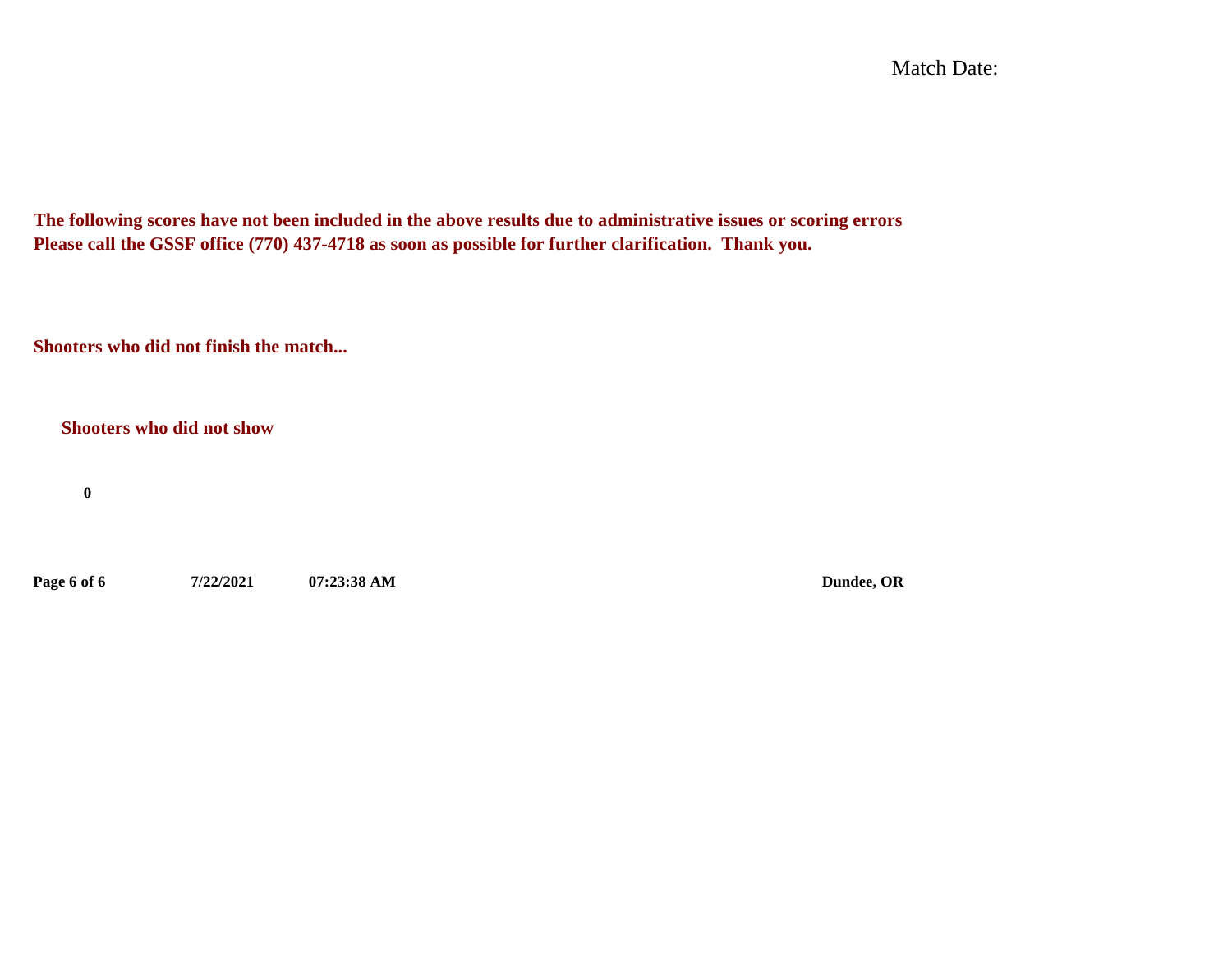Match Date:

**The following scores have not been included in the above results due to administrative issues or scoring errors**
**Please call the GSSF office (770) 437-4718 as soon as possible for further clarification. Thank you.**

**Shooters who did not finish the match...**

**Shooters who did not show**

**0**

**7/22/2021** **07:23:38 AM** **Dundee, OR**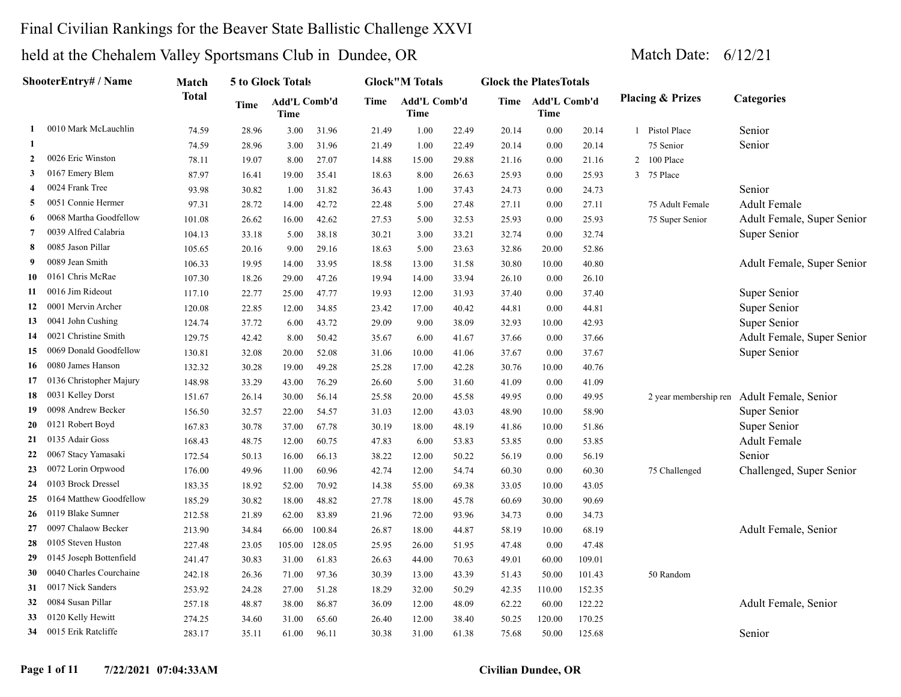# Final Civilian Rankings for the Beaver State Ballistic Challenge XXVI

## held at the Chehalem Valley Sportsmans Club in Dundee, OR

Match Date: 6/12/21

| | ShooterEntry# / Name | Match Total | 5 to Glock Totals | | | Glock"M Totals | | | Glock the PlatesTotals | | | Placing & Prizes | | Categories |
|---|---|---|---|---|---|---|---|---|---|---|---|---|---|---|
| | | | Time | Add'L Time | Comb'd | Time | Add'L Time | Comb'd | Time | Add'L Time | Comb'd | | | |
| 1 | 0010 Mark McLauchlin | 74.59 | 28.96 | 3.00 | 31.96 | 21.49 | 1.00 | 22.49 | 20.14 | 0.00 | 20.14 | 1 | Pistol Place | Senior |
| 1 | | 74.59 | 28.96 | 3.00 | 31.96 | 21.49 | 1.00 | 22.49 | 20.14 | 0.00 | 20.14 | | 75 Senior | Senior |
| 2 | 0026 Eric Winston | 78.11 | 19.07 | 8.00 | 27.07 | 14.88 | 15.00 | 29.88 | 21.16 | 0.00 | 21.16 | 2 | 100 Place | |
| 3 | 0167 Emery Blem | 87.97 | 16.41 | 19.00 | 35.41 | 18.63 | 8.00 | 26.63 | 25.93 | 0.00 | 25.93 | 3 | 75 Place | |
| 4 | 0024 Frank Tree | 93.98 | 30.82 | 1.00 | 31.82 | 36.43 | 1.00 | 37.43 | 24.73 | 0.00 | 24.73 | | | Senior |
| 5 | 0051 Connie Hermer | 97.31 | 28.72 | 14.00 | 42.72 | 22.48 | 5.00 | 27.48 | 27.11 | 0.00 | 27.11 | | 75 Adult Female | Adult Female |
| 6 | 0068 Martha Goodfellow | 101.08 | 26.62 | 16.00 | 42.62 | 27.53 | 5.00 | 32.53 | 25.93 | 0.00 | 25.93 | | 75 Super Senior | Adult Female, Super Senior |
| 7 | 0039 Alfred Calabria | 104.13 | 33.18 | 5.00 | 38.18 | 30.21 | 3.00 | 33.21 | 32.74 | 0.00 | 32.74 | | | Super Senior |
| 8 | 0085 Jason Pillar | 105.65 | 20.16 | 9.00 | 29.16 | 18.63 | 5.00 | 23.63 | 32.86 | 20.00 | 52.86 | | | |
| 9 | 0089 Jean Smith | 106.33 | 19.95 | 14.00 | 33.95 | 18.58 | 13.00 | 31.58 | 30.80 | 10.00 | 40.80 | | | Adult Female, Super Senior |
| 10 | 0161 Chris McRae | 107.30 | 18.26 | 29.00 | 47.26 | 19.94 | 14.00 | 33.94 | 26.10 | 0.00 | 26.10 | | | |
| 11 | 0016 Jim Rideout | 117.10 | 22.77 | 25.00 | 47.77 | 19.93 | 12.00 | 31.93 | 37.40 | 0.00 | 37.40 | | | Super Senior |
| 12 | 0001 Mervin Archer | 120.08 | 22.85 | 12.00 | 34.85 | 23.42 | 17.00 | 40.42 | 44.81 | 0.00 | 44.81 | | | Super Senior |
| 13 | 0041 John Cushing | 124.74 | 37.72 | 6.00 | 43.72 | 29.09 | 9.00 | 38.09 | 32.93 | 10.00 | 42.93 | | | Super Senior |
| 14 | 0021 Christine Smith | 129.75 | 42.42 | 8.00 | 50.42 | 35.67 | 6.00 | 41.67 | 37.66 | 0.00 | 37.66 | | | Adult Female, Super Senior |
| 15 | 0069 Donald Goodfellow | 130.81 | 32.08 | 20.00 | 52.08 | 31.06 | 10.00 | 41.06 | 37.67 | 0.00 | 37.67 | | | Super Senior |
| 16 | 0080 James Hanson | 132.32 | 30.28 | 19.00 | 49.28 | 25.28 | 17.00 | 42.28 | 30.76 | 10.00 | 40.76 | | | |
| 17 | 0136 Christopher Majury | 148.98 | 33.29 | 43.00 | 76.29 | 26.60 | 5.00 | 31.60 | 41.09 | 0.00 | 41.09 | | | |
| 18 | 0031 Kelley Dorst | 151.67 | 26.14 | 30.00 | 56.14 | 25.58 | 20.00 | 45.58 | 49.95 | 0.00 | 49.95 | | 2 year membership ren | Adult Female, Senior |
| 19 | 0098 Andrew Becker | 156.50 | 32.57 | 22.00 | 54.57 | 31.03 | 12.00 | 43.03 | 48.90 | 10.00 | 58.90 | | | Super Senior |
| 20 | 0121 Robert Boyd | 167.83 | 30.78 | 37.00 | 67.78 | 30.19 | 18.00 | 48.19 | 41.86 | 10.00 | 51.86 | | | Super Senior |
| 21 | 0135 Adair Goss | 168.43 | 48.75 | 12.00 | 60.75 | 47.83 | 6.00 | 53.83 | 53.85 | 0.00 | 53.85 | | | Adult Female |
| 22 | 0067 Stacy Yamasaki | 172.54 | 50.13 | 16.00 | 66.13 | 38.22 | 12.00 | 50.22 | 56.19 | 0.00 | 56.19 | | | Senior |
| 23 | 0072 Lorin Orpwood | 176.00 | 49.96 | 11.00 | 60.96 | 42.74 | 12.00 | 54.74 | 60.30 | 0.00 | 60.30 | | 75 Challenged | Challenged, Super Senior |
| 24 | 0103 Brock Dressel | 183.35 | 18.92 | 52.00 | 70.92 | 14.38 | 55.00 | 69.38 | 33.05 | 10.00 | 43.05 | | | |
| 25 | 0164 Matthew Goodfellow | 185.29 | 30.82 | 18.00 | 48.82 | 27.78 | 18.00 | 45.78 | 60.69 | 30.00 | 90.69 | | | |
| 26 | 0119 Blake Sumner | 212.58 | 21.89 | 62.00 | 83.89 | 21.96 | 72.00 | 93.96 | 34.73 | 0.00 | 34.73 | | | |
| 27 | 0097 Chalaow Becker | 213.90 | 34.84 | 66.00 | 100.84 | 26.87 | 18.00 | 44.87 | 58.19 | 10.00 | 68.19 | | | Adult Female, Senior |
| 28 | 0105 Steven Huston | 227.48 | 23.05 | 105.00 | 128.05 | 25.95 | 26.00 | 51.95 | 47.48 | 0.00 | 47.48 | | | |
| 29 | 0145 Joseph Bottenfield | 241.47 | 30.83 | 31.00 | 61.83 | 26.63 | 44.00 | 70.63 | 49.01 | 60.00 | 109.01 | | | |
| 30 | 0040 Charles Courchaine | 242.18 | 26.36 | 71.00 | 97.36 | 30.39 | 13.00 | 43.39 | 51.43 | 50.00 | 101.43 | | 50 Random | |
| 31 | 0017 Nick Sanders | 253.92 | 24.28 | 27.00 | 51.28 | 18.29 | 32.00 | 50.29 | 42.35 | 110.00 | 152.35 | | | |
| 32 | 0084 Susan Pillar | 257.18 | 48.87 | 38.00 | 86.87 | 36.09 | 12.00 | 48.09 | 62.22 | 60.00 | 122.22 | | | Adult Female, Senior |
| 33 | 0120 Kelly Hewitt | 274.25 | 34.60 | 31.00 | 65.60 | 26.40 | 12.00 | 38.40 | 50.25 | 120.00 | 170.25 | | | |
| 34 | 0015 Erik Ratcliffe | 283.17 | 35.11 | 61.00 | 96.11 | 30.38 | 31.00 | 61.38 | 75.68 | 50.00 | 125.68 | | | Senior |

7/22/2021 07:04:33AM

Civilian Dundee, OR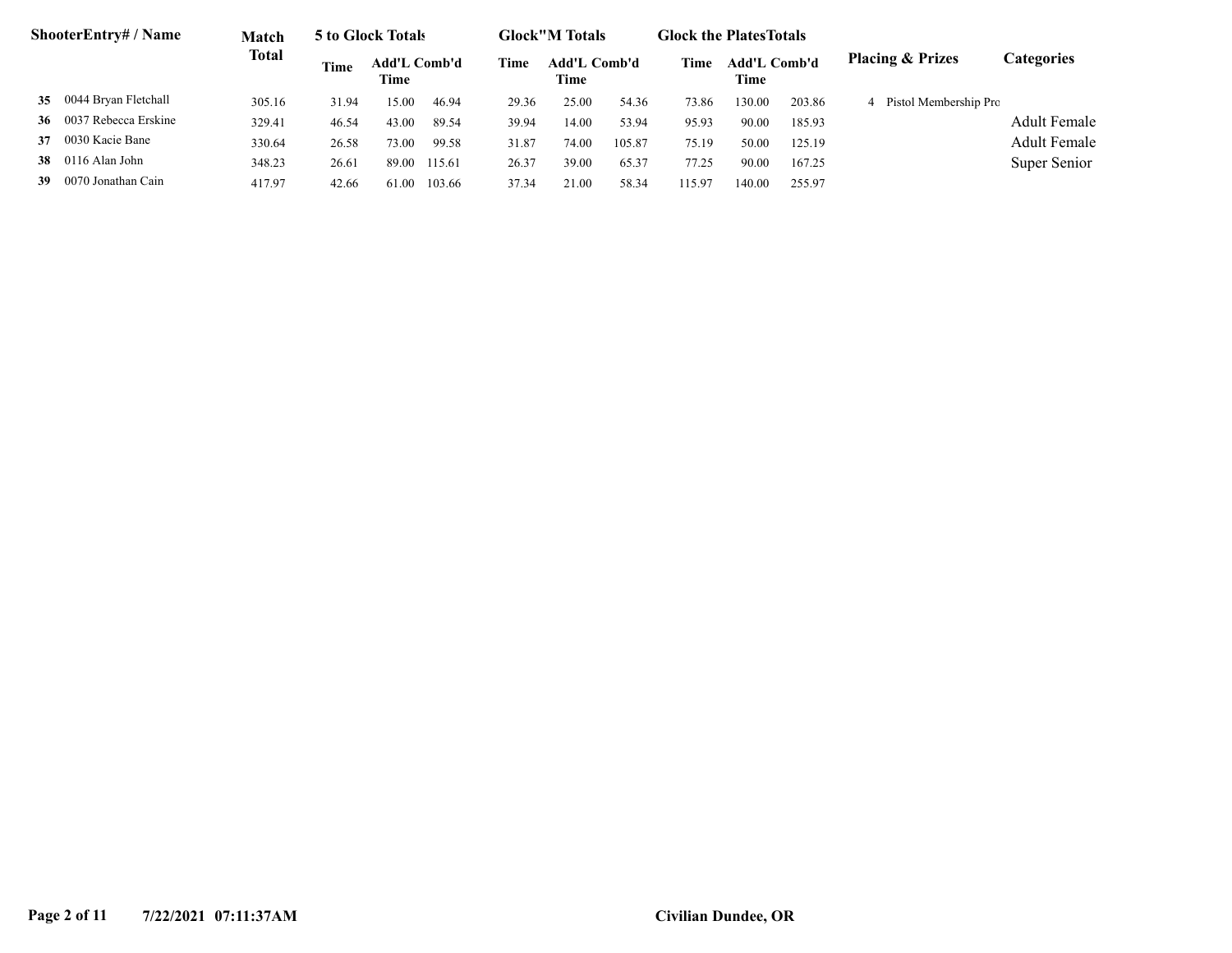| | ShooterEntry# / Name | Match Total | 5 to Glock Totals | | | Glock"M Totals | | | Glock the PlatesTotals | | | Placing & Prizes | Categories |
|---|---|---|---|---|---|---|---|---|---|---|---|---|---|
| | | | Time | Add'L Time | Comb'd | Time | Add'L Time | Comb'd | Time | Add'L Time | Comb'd | | |
| **35** | 0044 Bryan Fletchall | 305.16 | 31.94 | 15.00 | 46.94 | 29.36 | 25.00 | 54.36 | 73.86 | 130.00 | 203.86 | 4 Pistol Membership Pro | |
| **36** | 0037 Rebecca Erskine | 329.41 | 46.54 | 43.00 | 89.54 | 39.94 | 14.00 | 53.94 | 95.93 | 90.00 | 185.93 | | Adult Female |
| **37** | 0030 Kacie Bane | 330.64 | 26.58 | 73.00 | 99.58 | 31.87 | 74.00 | 105.87 | 75.19 | 50.00 | 125.19 | | Adult Female |
| **38** | 0116 Alan John | 348.23 | 26.61 | 89.00 | 115.61 | 26.37 | 39.00 | 65.37 | 77.25 | 90.00 | 167.25 | | Super Senior |
| **39** | 0070 Jonathan Cain | 417.97 | 42.66 | 61.00 | 103.66 | 37.34 | 21.00 | 58.34 | 115.97 | 140.00 | 255.97 | | |

7/22/2021 07:11:37AM

Civilian Dundee, OR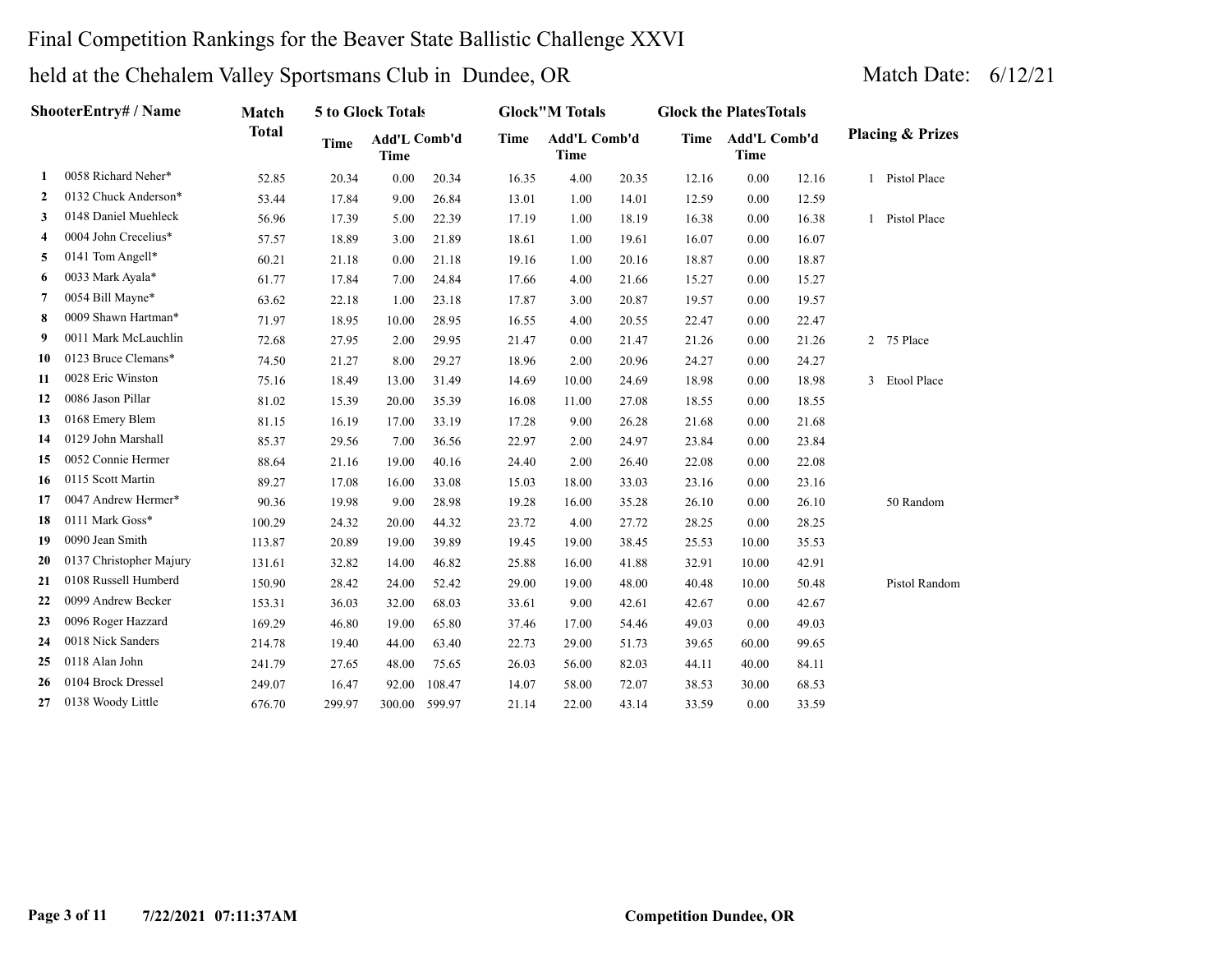# Final Competition Rankings for the Beaver State Ballistic Challenge XXVI

## held at the Chehalem Valley Sportsmans Club in Dundee, OR

Match Date: 6/12/21

| | ShooterEntry# / Name | Match Total | 5 to Glock Totals | | | Glock"M Totals | | | Glock the PlatesTotals | | | Placing & Prizes |
|---|---|---|---|---|---|---|---|---|---|---|---|---|
| | | | Time | Add'L Time | Comb'd | Time | Add'L Time | Comb'd | Time | Add'L Time | Comb'd | |
| 1 | 0058 Richard Neher* | 52.85 | 20.34 | 0.00 | 20.34 | 16.35 | 4.00 | 20.35 | 12.16 | 0.00 | 12.16 | 1 Pistol Place |
| 2 | 0132 Chuck Anderson* | 53.44 | 17.84 | 9.00 | 26.84 | 13.01 | 1.00 | 14.01 | 12.59 | 0.00 | 12.59 | |
| 3 | 0148 Daniel Muehleck | 56.96 | 17.39 | 5.00 | 22.39 | 17.19 | 1.00 | 18.19 | 16.38 | 0.00 | 16.38 | 1 Pistol Place |
| 4 | 0004 John Crecelius* | 57.57 | 18.89 | 3.00 | 21.89 | 18.61 | 1.00 | 19.61 | 16.07 | 0.00 | 16.07 | |
| 5 | 0141 Tom Angell* | 60.21 | 21.18 | 0.00 | 21.18 | 19.16 | 1.00 | 20.16 | 18.87 | 0.00 | 18.87 | |
| 6 | 0033 Mark Ayala* | 61.77 | 17.84 | 7.00 | 24.84 | 17.66 | 4.00 | 21.66 | 15.27 | 0.00 | 15.27 | |
| 7 | 0054 Bill Mayne* | 63.62 | 22.18 | 1.00 | 23.18 | 17.87 | 3.00 | 20.87 | 19.57 | 0.00 | 19.57 | |
| 8 | 0009 Shawn Hartman* | 71.97 | 18.95 | 10.00 | 28.95 | 16.55 | 4.00 | 20.55 | 22.47 | 0.00 | 22.47 | |
| 9 | 0011 Mark McLauchlin | 72.68 | 27.95 | 2.00 | 29.95 | 21.47 | 0.00 | 21.47 | 21.26 | 0.00 | 21.26 | 2 75 Place |
| 10 | 0123 Bruce Clemans* | 74.50 | 21.27 | 8.00 | 29.27 | 18.96 | 2.00 | 20.96 | 24.27 | 0.00 | 24.27 | |
| 11 | 0028 Eric Winston | 75.16 | 18.49 | 13.00 | 31.49 | 14.69 | 10.00 | 24.69 | 18.98 | 0.00 | 18.98 | 3 Etool Place |
| 12 | 0086 Jason Pillar | 81.02 | 15.39 | 20.00 | 35.39 | 16.08 | 11.00 | 27.08 | 18.55 | 0.00 | 18.55 | |
| 13 | 0168 Emery Blem | 81.15 | 16.19 | 17.00 | 33.19 | 17.28 | 9.00 | 26.28 | 21.68 | 0.00 | 21.68 | |
| 14 | 0129 John Marshall | 85.37 | 29.56 | 7.00 | 36.56 | 22.97 | 2.00 | 24.97 | 23.84 | 0.00 | 23.84 | |
| 15 | 0052 Connie Hermer | 88.64 | 21.16 | 19.00 | 40.16 | 24.40 | 2.00 | 26.40 | 22.08 | 0.00 | 22.08 | |
| 16 | 0115 Scott Martin | 89.27 | 17.08 | 16.00 | 33.08 | 15.03 | 18.00 | 33.03 | 23.16 | 0.00 | 23.16 | |
| 17 | 0047 Andrew Hermer* | 90.36 | 19.98 | 9.00 | 28.98 | 19.28 | 16.00 | 35.28 | 26.10 | 0.00 | 26.10 | 50 Random |
| 18 | 0111 Mark Goss* | 100.29 | 24.32 | 20.00 | 44.32 | 23.72 | 4.00 | 27.72 | 28.25 | 0.00 | 28.25 | |
| 19 | 0090 Jean Smith | 113.87 | 20.89 | 19.00 | 39.89 | 19.45 | 19.00 | 38.45 | 25.53 | 10.00 | 35.53 | |
| 20 | 0137 Christopher Majury | 131.61 | 32.82 | 14.00 | 46.82 | 25.88 | 16.00 | 41.88 | 32.91 | 10.00 | 42.91 | |
| 21 | 0108 Russell Humberd | 150.90 | 28.42 | 24.00 | 52.42 | 29.00 | 19.00 | 48.00 | 40.48 | 10.00 | 50.48 | Pistol Random |
| 22 | 0099 Andrew Becker | 153.31 | 36.03 | 32.00 | 68.03 | 33.61 | 9.00 | 42.61 | 42.67 | 0.00 | 42.67 | |
| 23 | 0096 Roger Hazzard | 169.29 | 46.80 | 19.00 | 65.80 | 37.46 | 17.00 | 54.46 | 49.03 | 0.00 | 49.03 | |
| 24 | 0018 Nick Sanders | 214.78 | 19.40 | 44.00 | 63.40 | 22.73 | 29.00 | 51.73 | 39.65 | 60.00 | 99.65 | |
| 25 | 0118 Alan John | 241.79 | 27.65 | 48.00 | 75.65 | 26.03 | 56.00 | 82.03 | 44.11 | 40.00 | 84.11 | |
| 26 | 0104 Brock Dressel | 249.07 | 16.47 | 92.00 | 108.47 | 14.07 | 58.00 | 72.07 | 38.53 | 30.00 | 68.53 | |
| 27 | 0138 Woody Little | 676.70 | 299.97 | 300.00 | 599.97 | 21.14 | 22.00 | 43.14 | 33.59 | 0.00 | 33.59 | |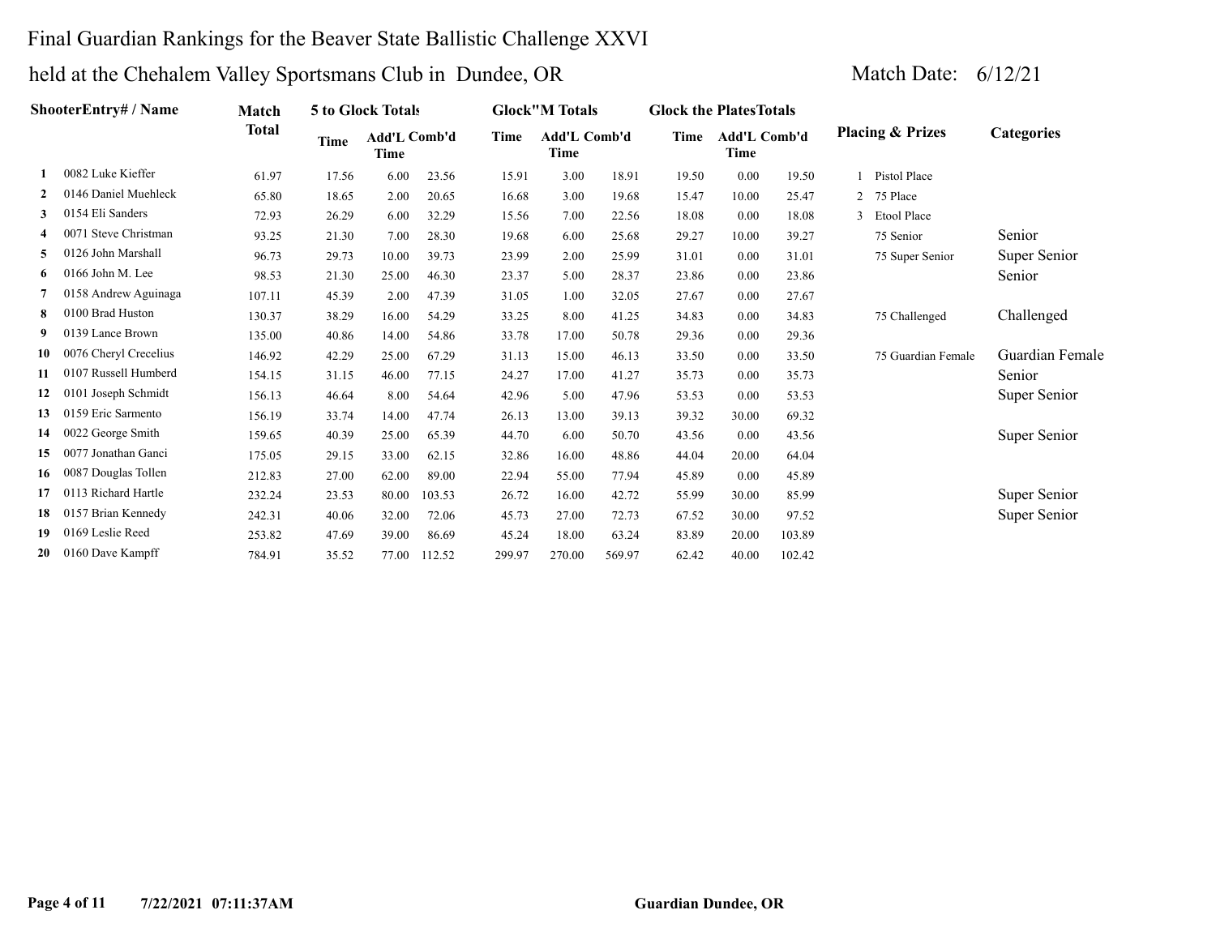# Final Guardian Rankings for the Beaver State Ballistic Challenge XXVI

## held at the Chehalem Valley Sportsmans Club in Dundee, OR

Match Date: 6/12/21

| | ShooterEntry# / Name | Match Total | 5 to Glock Totals | | | Glock"M Totals | | | Glock the PlatesTotals | | | Placing & Prizes | | Categories |
|---|---|---|---|---|---|---|---|---|---|---|---|---|---|---|
| | | | Time | Add'L Time | Comb'd | Time | Add'L Time | Comb'd | Time | Add'L Time | Comb'd | | | |
| 1 | 0082 Luke Kieffer | 61.97 | 17.56 | 6.00 | 23.56 | 15.91 | 3.00 | 18.91 | 19.50 | 0.00 | 19.50 | 1 | Pistol Place | |
| 2 | 0146 Daniel Muehleck | 65.80 | 18.65 | 2.00 | 20.65 | 16.68 | 3.00 | 19.68 | 15.47 | 10.00 | 25.47 | 2 | 75 Place | |
| 3 | 0154 Eli Sanders | 72.93 | 26.29 | 6.00 | 32.29 | 15.56 | 7.00 | 22.56 | 18.08 | 0.00 | 18.08 | 3 | Etool Place | |
| 4 | 0071 Steve Christman | 93.25 | 21.30 | 7.00 | 28.30 | 19.68 | 6.00 | 25.68 | 29.27 | 10.00 | 39.27 | | 75 Senior | Senior |
| 5 | 0126 John Marshall | 96.73 | 29.73 | 10.00 | 39.73 | 23.99 | 2.00 | 25.99 | 31.01 | 0.00 | 31.01 | | 75 Super Senior | Super Senior |
| 6 | 0166 John M. Lee | 98.53 | 21.30 | 25.00 | 46.30 | 23.37 | 5.00 | 28.37 | 23.86 | 0.00 | 23.86 | | | Senior |
| 7 | 0158 Andrew Aguinaga | 107.11 | 45.39 | 2.00 | 47.39 | 31.05 | 1.00 | 32.05 | 27.67 | 0.00 | 27.67 | | | |
| 8 | 0100 Brad Huston | 130.37 | 38.29 | 16.00 | 54.29 | 33.25 | 8.00 | 41.25 | 34.83 | 0.00 | 34.83 | | 75 Challenged | Challenged |
| 9 | 0139 Lance Brown | 135.00 | 40.86 | 14.00 | 54.86 | 33.78 | 17.00 | 50.78 | 29.36 | 0.00 | 29.36 | | | |
| 10 | 0076 Cheryl Crecelius | 146.92 | 42.29 | 25.00 | 67.29 | 31.13 | 15.00 | 46.13 | 33.50 | 0.00 | 33.50 | | 75 Guardian Female | Guardian Female |
| 11 | 0107 Russell Humberd | 154.15 | 31.15 | 46.00 | 77.15 | 24.27 | 17.00 | 41.27 | 35.73 | 0.00 | 35.73 | | | Senior |
| 12 | 0101 Joseph Schmidt | 156.13 | 46.64 | 8.00 | 54.64 | 42.96 | 5.00 | 47.96 | 53.53 | 0.00 | 53.53 | | | Super Senior |
| 13 | 0159 Eric Sarmento | 156.19 | 33.74 | 14.00 | 47.74 | 26.13 | 13.00 | 39.13 | 39.32 | 30.00 | 69.32 | | | |
| 14 | 0022 George Smith | 159.65 | 40.39 | 25.00 | 65.39 | 44.70 | 6.00 | 50.70 | 43.56 | 0.00 | 43.56 | | | Super Senior |
| 15 | 0077 Jonathan Ganci | 175.05 | 29.15 | 33.00 | 62.15 | 32.86 | 16.00 | 48.86 | 44.04 | 20.00 | 64.04 | | | |
| 16 | 0087 Douglas Tollen | 212.83 | 27.00 | 62.00 | 89.00 | 22.94 | 55.00 | 77.94 | 45.89 | 0.00 | 45.89 | | | |
| 17 | 0113 Richard Hartle | 232.24 | 23.53 | 80.00 | 103.53 | 26.72 | 16.00 | 42.72 | 55.99 | 30.00 | 85.99 | | | Super Senior |
| 18 | 0157 Brian Kennedy | 242.31 | 40.06 | 32.00 | 72.06 | 45.73 | 27.00 | 72.73 | 67.52 | 30.00 | 97.52 | | | Super Senior |
| 19 | 0169 Leslie Reed | 253.82 | 47.69 | 39.00 | 86.69 | 45.24 | 18.00 | 63.24 | 83.89 | 20.00 | 103.89 | | | |
| 20 | 0160 Dave Kampff | 784.91 | 35.52 | 77.00 | 112.52 | 299.97 | 270.00 | 569.97 | 62.42 | 40.00 | 102.42 | | | |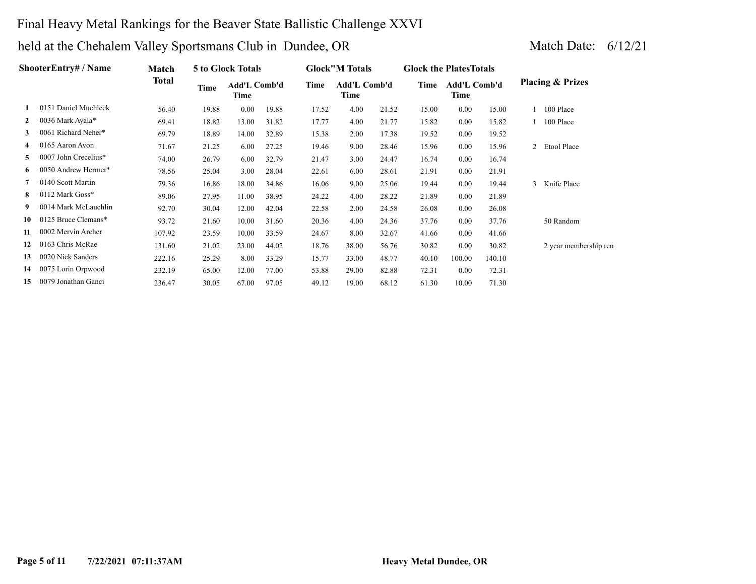# Final Heavy Metal Rankings for the Beaver State Ballistic Challenge XXVI

## held at the Chehalem Valley Sportsmans Club in Dundee, OR

Match Date: 6/12/21

| | ShooterEntry# / Name | Match Total | 5 to Glock Totals | | | Glock"M Totals | | | Glock the PlatesTotals | | | Placing & Prizes |
|---|---|---|---|---|---|---|---|---|---|---|---|---|
| | | | Time | Add'L Time | Comb'd | Time | Add'L Time | Comb'd | Time | Add'L Time | Comb'd | |
| 1 | 0151 Daniel Muehleck | 56.40 | 19.88 | 0.00 | 19.88 | 17.52 | 4.00 | 21.52 | 15.00 | 0.00 | 15.00 | 1 100 Place |
| 2 | 0036 Mark Ayala* | 69.41 | 18.82 | 13.00 | 31.82 | 17.77 | 4.00 | 21.77 | 15.82 | 0.00 | 15.82 | 1 100 Place |
| 3 | 0061 Richard Neher* | 69.79 | 18.89 | 14.00 | 32.89 | 15.38 | 2.00 | 17.38 | 19.52 | 0.00 | 19.52 | |
| 4 | 0165 Aaron Avon | 71.67 | 21.25 | 6.00 | 27.25 | 19.46 | 9.00 | 28.46 | 15.96 | 0.00 | 15.96 | 2 Etool Place |
| 5 | 0007 John Crecelius* | 74.00 | 26.79 | 6.00 | 32.79 | 21.47 | 3.00 | 24.47 | 16.74 | 0.00 | 16.74 | |
| 6 | 0050 Andrew Hermer* | 78.56 | 25.04 | 3.00 | 28.04 | 22.61 | 6.00 | 28.61 | 21.91 | 0.00 | 21.91 | |
| 7 | 0140 Scott Martin | 79.36 | 16.86 | 18.00 | 34.86 | 16.06 | 9.00 | 25.06 | 19.44 | 0.00 | 19.44 | 3 Knife Place |
| 8 | 0112 Mark Goss* | 89.06 | 27.95 | 11.00 | 38.95 | 24.22 | 4.00 | 28.22 | 21.89 | 0.00 | 21.89 | |
| 9 | 0014 Mark McLauchlin | 92.70 | 30.04 | 12.00 | 42.04 | 22.58 | 2.00 | 24.58 | 26.08 | 0.00 | 26.08 | |
| 10 | 0125 Bruce Clemans* | 93.72 | 21.60 | 10.00 | 31.60 | 20.36 | 4.00 | 24.36 | 37.76 | 0.00 | 37.76 | 50 Random |
| 11 | 0002 Mervin Archer | 107.92 | 23.59 | 10.00 | 33.59 | 24.67 | 8.00 | 32.67 | 41.66 | 0.00 | 41.66 | |
| 12 | 0163 Chris McRae | 131.60 | 21.02 | 23.00 | 44.02 | 18.76 | 38.00 | 56.76 | 30.82 | 0.00 | 30.82 | 2 year membership ren |
| 13 | 0020 Nick Sanders | 222.16 | 25.29 | 8.00 | 33.29 | 15.77 | 33.00 | 48.77 | 40.10 | 100.00 | 140.10 | |
| 14 | 0075 Lorin Orpwood | 232.19 | 65.00 | 12.00 | 77.00 | 53.88 | 29.00 | 82.88 | 72.31 | 0.00 | 72.31 | |
| 15 | 0079 Jonathan Ganci | 236.47 | 30.05 | 67.00 | 97.05 | 49.12 | 19.00 | 68.12 | 61.30 | 10.00 | 71.30 | |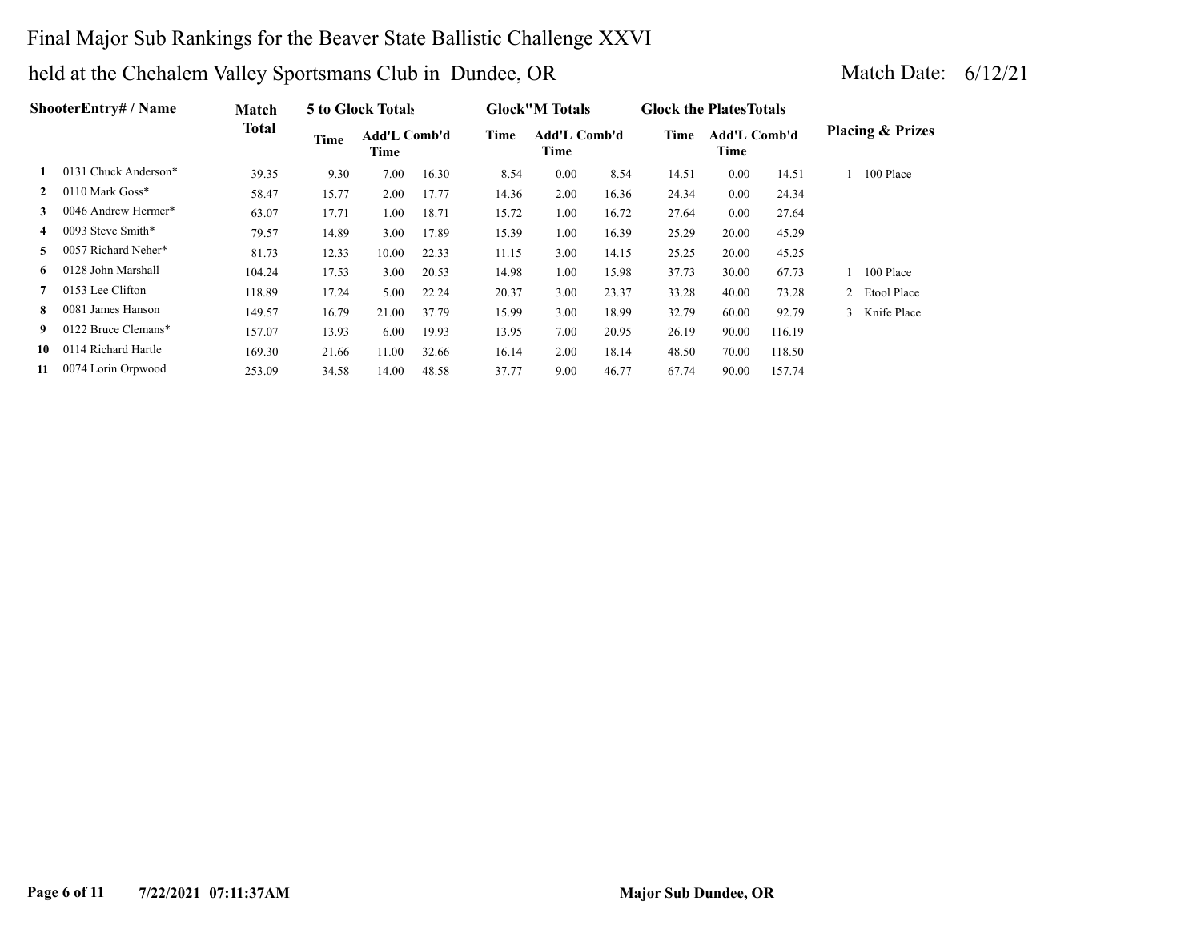# Final Major Sub Rankings for the Beaver State Ballistic Challenge XXVI

## held at the Chehalem Valley Sportsmans Club in Dundee, OR

Match Date: 6/12/21

| | ShooterEntry# / Name | Match Total | 5 to Glock Totals | | | Glock"M Totals | | | Glock the PlatesTotals | | | Placing & Prizes |
|---|---|---|---|---|---|---|---|---|---|---|---|---|
| | | | Time | Add'L Time | Comb'd | Time | Add'L Time | Comb'd | Time | Add'L Time | Comb'd | |
| 1 | 0131 Chuck Anderson* | 39.35 | 9.30 | 7.00 | 16.30 | 8.54 | 0.00 | 8.54 | 14.51 | 0.00 | 14.51 | 1 100 Place |
| 2 | 0110 Mark Goss* | 58.47 | 15.77 | 2.00 | 17.77 | 14.36 | 2.00 | 16.36 | 24.34 | 0.00 | 24.34 | |
| 3 | 0046 Andrew Hermer* | 63.07 | 17.71 | 1.00 | 18.71 | 15.72 | 1.00 | 16.72 | 27.64 | 0.00 | 27.64 | |
| 4 | 0093 Steve Smith* | 79.57 | 14.89 | 3.00 | 17.89 | 15.39 | 1.00 | 16.39 | 25.29 | 20.00 | 45.29 | |
| 5 | 0057 Richard Neher* | 81.73 | 12.33 | 10.00 | 22.33 | 11.15 | 3.00 | 14.15 | 25.25 | 20.00 | 45.25 | |
| 6 | 0128 John Marshall | 104.24 | 17.53 | 3.00 | 20.53 | 14.98 | 1.00 | 15.98 | 37.73 | 30.00 | 67.73 | 1 100 Place |
| 7 | 0153 Lee Clifton | 118.89 | 17.24 | 5.00 | 22.24 | 20.37 | 3.00 | 23.37 | 33.28 | 40.00 | 73.28 | 2 Etool Place |
| 8 | 0081 James Hanson | 149.57 | 16.79 | 21.00 | 37.79 | 15.99 | 3.00 | 18.99 | 32.79 | 60.00 | 92.79 | 3 Knife Place |
| 9 | 0122 Bruce Clemans* | 157.07 | 13.93 | 6.00 | 19.93 | 13.95 | 7.00 | 20.95 | 26.19 | 90.00 | 116.19 | |
| 10 | 0114 Richard Hartle | 169.30 | 21.66 | 11.00 | 32.66 | 16.14 | 2.00 | 18.14 | 48.50 | 70.00 | 118.50 | |
| 11 | 0074 Lorin Orpwood | 253.09 | 34.58 | 14.00 | 48.58 | 37.77 | 9.00 | 46.77 | 67.74 | 90.00 | 157.74 | |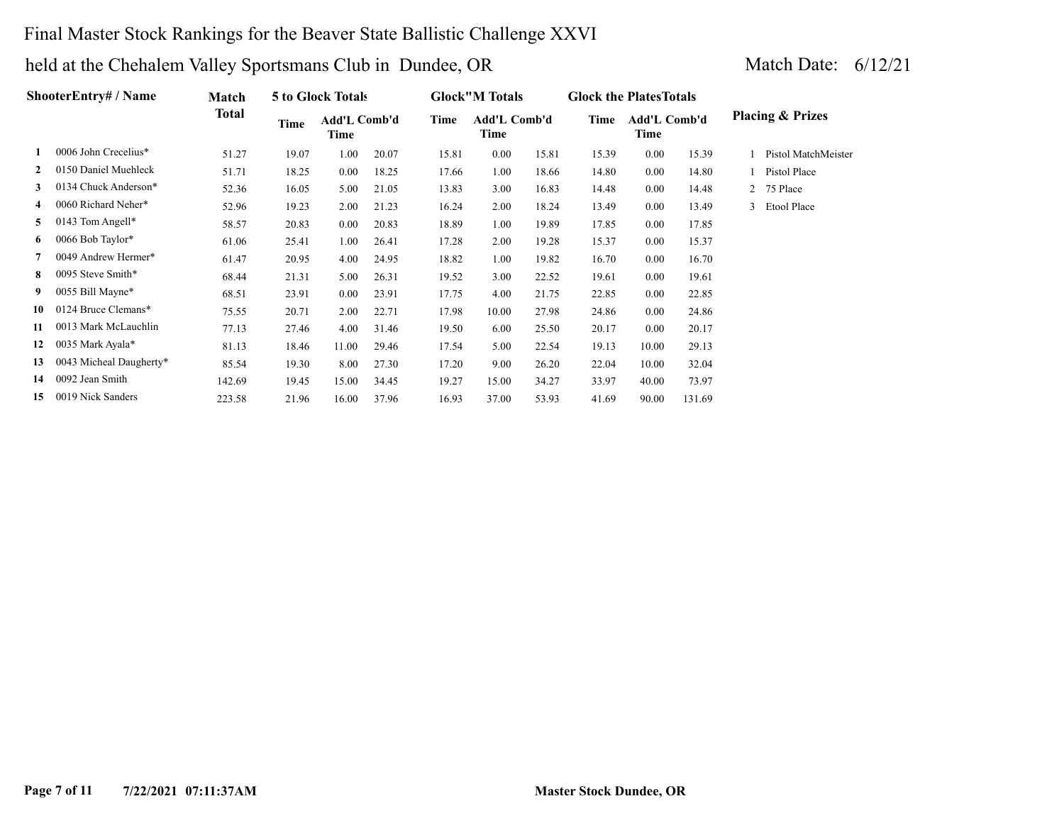# Final Master Stock Rankings for the Beaver State Ballistic Challenge XXVI

## held at the Chehalem Valley Sportsmans Club in Dundee, OR

Match Date: 6/12/21

| | ShooterEntry# / Name | Match Total | 5 to Glock Totals | | | Glock"M Totals | | | Glock the PlatesTotals | | | Placing & Prizes | |
|---|---|---|---|---|---|---|---|---|---|---|---|---|---|
| | | | Time | Add'L Time | Comb'd | Time | Add'L Time | Comb'd | Time | Add'L Time | Comb'd | | |
| 1 | 0006 John Crecelius* | 51.27 | 19.07 | 1.00 | 20.07 | 15.81 | 0.00 | 15.81 | 15.39 | 0.00 | 15.39 | 1 | Pistol MatchMeister |
| 2 | 0150 Daniel Muehleck | 51.71 | 18.25 | 0.00 | 18.25 | 17.66 | 1.00 | 18.66 | 14.80 | 0.00 | 14.80 | 1 | Pistol Place |
| 3 | 0134 Chuck Anderson* | 52.36 | 16.05 | 5.00 | 21.05 | 13.83 | 3.00 | 16.83 | 14.48 | 0.00 | 14.48 | 2 | 75 Place |
| 4 | 0060 Richard Neher* | 52.96 | 19.23 | 2.00 | 21.23 | 16.24 | 2.00 | 18.24 | 13.49 | 0.00 | 13.49 | 3 | Etool Place |
| 5 | 0143 Tom Angell* | 58.57 | 20.83 | 0.00 | 20.83 | 18.89 | 1.00 | 19.89 | 17.85 | 0.00 | 17.85 | | |
| 6 | 0066 Bob Taylor* | 61.06 | 25.41 | 1.00 | 26.41 | 17.28 | 2.00 | 19.28 | 15.37 | 0.00 | 15.37 | | |
| 7 | 0049 Andrew Hermer* | 61.47 | 20.95 | 4.00 | 24.95 | 18.82 | 1.00 | 19.82 | 16.70 | 0.00 | 16.70 | | |
| 8 | 0095 Steve Smith* | 68.44 | 21.31 | 5.00 | 26.31 | 19.52 | 3.00 | 22.52 | 19.61 | 0.00 | 19.61 | | |
| 9 | 0055 Bill Mayne* | 68.51 | 23.91 | 0.00 | 23.91 | 17.75 | 4.00 | 21.75 | 22.85 | 0.00 | 22.85 | | |
| 10 | 0124 Bruce Clemans* | 75.55 | 20.71 | 2.00 | 22.71 | 17.98 | 10.00 | 27.98 | 24.86 | 0.00 | 24.86 | | |
| 11 | 0013 Mark McLauchlin | 77.13 | 27.46 | 4.00 | 31.46 | 19.50 | 6.00 | 25.50 | 20.17 | 0.00 | 20.17 | | |
| 12 | 0035 Mark Ayala* | 81.13 | 18.46 | 11.00 | 29.46 | 17.54 | 5.00 | 22.54 | 19.13 | 10.00 | 29.13 | | |
| 13 | 0043 Micheal Daugherty* | 85.54 | 19.30 | 8.00 | 27.30 | 17.20 | 9.00 | 26.20 | 22.04 | 10.00 | 32.04 | | |
| 14 | 0092 Jean Smith | 142.69 | 19.45 | 15.00 | 34.45 | 19.27 | 15.00 | 34.27 | 33.97 | 40.00 | 73.97 | | |
| 15 | 0019 Nick Sanders | 223.58 | 21.96 | 16.00 | 37.96 | 16.93 | 37.00 | 53.93 | 41.69 | 90.00 | 131.69 | | |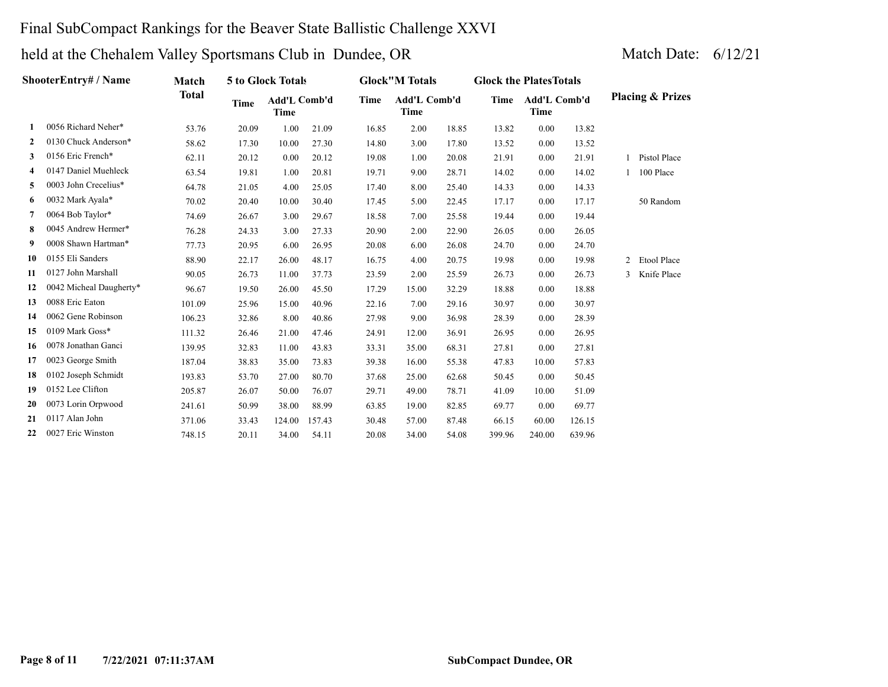# Final SubCompact Rankings for the Beaver State Ballistic Challenge XXVI

## held at the Chehalem Valley Sportsmans Club in Dundee, OR

Match Date: 6/12/21

| | ShooterEntry# / Name | Match Total | 5 to Glock Totals | | | Glock"M Totals | | | Glock the PlatesTotals | | | Placing & Prizes | |
|---|---|---|---|---|---|---|---|---|---|---|---|---|---|
| | | | Time | Add'L Time | Comb'd | Time | Add'L Time | Comb'd | Time | Add'L Time | Comb'd | | |
| 1 | 0056 Richard Neher* | 53.76 | 20.09 | 1.00 | 21.09 | 16.85 | 2.00 | 18.85 | 13.82 | 0.00 | 13.82 | | |
| 2 | 0130 Chuck Anderson* | 58.62 | 17.30 | 10.00 | 27.30 | 14.80 | 3.00 | 17.80 | 13.52 | 0.00 | 13.52 | | |
| 3 | 0156 Eric French* | 62.11 | 20.12 | 0.00 | 20.12 | 19.08 | 1.00 | 20.08 | 21.91 | 0.00 | 21.91 | 1 | Pistol Place |
| 4 | 0147 Daniel Muehleck | 63.54 | 19.81 | 1.00 | 20.81 | 19.71 | 9.00 | 28.71 | 14.02 | 0.00 | 14.02 | 1 | 100 Place |
| 5 | 0003 John Crecelius* | 64.78 | 21.05 | 4.00 | 25.05 | 17.40 | 8.00 | 25.40 | 14.33 | 0.00 | 14.33 | | |
| 6 | 0032 Mark Ayala* | 70.02 | 20.40 | 10.00 | 30.40 | 17.45 | 5.00 | 22.45 | 17.17 | 0.00 | 17.17 | | 50 Random |
| 7 | 0064 Bob Taylor* | 74.69 | 26.67 | 3.00 | 29.67 | 18.58 | 7.00 | 25.58 | 19.44 | 0.00 | 19.44 | | |
| 8 | 0045 Andrew Hermer* | 76.28 | 24.33 | 3.00 | 27.33 | 20.90 | 2.00 | 22.90 | 26.05 | 0.00 | 26.05 | | |
| 9 | 0008 Shawn Hartman* | 77.73 | 20.95 | 6.00 | 26.95 | 20.08 | 6.00 | 26.08 | 24.70 | 0.00 | 24.70 | | |
| 10 | 0155 Eli Sanders | 88.90 | 22.17 | 26.00 | 48.17 | 16.75 | 4.00 | 20.75 | 19.98 | 0.00 | 19.98 | 2 | Etool Place |
| 11 | 0127 John Marshall | 90.05 | 26.73 | 11.00 | 37.73 | 23.59 | 2.00 | 25.59 | 26.73 | 0.00 | 26.73 | 3 | Knife Place |
| 12 | 0042 Micheal Daugherty* | 96.67 | 19.50 | 26.00 | 45.50 | 17.29 | 15.00 | 32.29 | 18.88 | 0.00 | 18.88 | | |
| 13 | 0088 Eric Eaton | 101.09 | 25.96 | 15.00 | 40.96 | 22.16 | 7.00 | 29.16 | 30.97 | 0.00 | 30.97 | | |
| 14 | 0062 Gene Robinson | 106.23 | 32.86 | 8.00 | 40.86 | 27.98 | 9.00 | 36.98 | 28.39 | 0.00 | 28.39 | | |
| 15 | 0109 Mark Goss* | 111.32 | 26.46 | 21.00 | 47.46 | 24.91 | 12.00 | 36.91 | 26.95 | 0.00 | 26.95 | | |
| 16 | 0078 Jonathan Ganci | 139.95 | 32.83 | 11.00 | 43.83 | 33.31 | 35.00 | 68.31 | 27.81 | 0.00 | 27.81 | | |
| 17 | 0023 George Smith | 187.04 | 38.83 | 35.00 | 73.83 | 39.38 | 16.00 | 55.38 | 47.83 | 10.00 | 57.83 | | |
| 18 | 0102 Joseph Schmidt | 193.83 | 53.70 | 27.00 | 80.70 | 37.68 | 25.00 | 62.68 | 50.45 | 0.00 | 50.45 | | |
| 19 | 0152 Lee Clifton | 205.87 | 26.07 | 50.00 | 76.07 | 29.71 | 49.00 | 78.71 | 41.09 | 10.00 | 51.09 | | |
| 20 | 0073 Lorin Orpwood | 241.61 | 50.99 | 38.00 | 88.99 | 63.85 | 19.00 | 82.85 | 69.77 | 0.00 | 69.77 | | |
| 21 | 0117 Alan John | 371.06 | 33.43 | 124.00 | 157.43 | 30.48 | 57.00 | 87.48 | 66.15 | 60.00 | 126.15 | | |
| 22 | 0027 Eric Winston | 748.15 | 20.11 | 34.00 | 54.11 | 20.08 | 34.00 | 54.08 | 399.96 | 240.00 | 639.96 | | |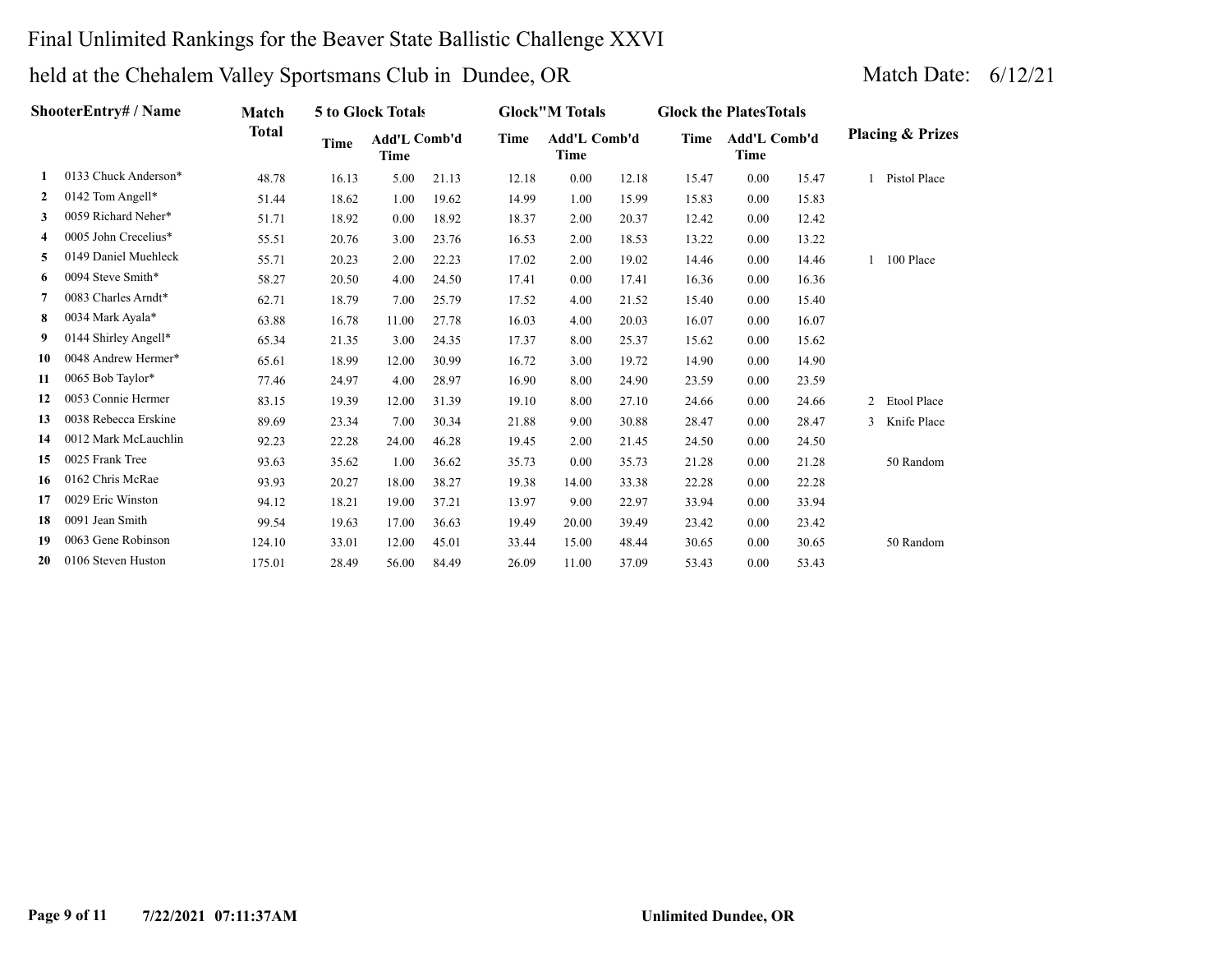# Final Unlimited Rankings for the Beaver State Ballistic Challenge XXVI

## held at the Chehalem Valley Sportsmans Club in Dundee, OR

Match Date: 6/12/21

| | ShooterEntry# / Name | Match Total | 5 to Glock Totals | | | Glock"M Totals | | | Glock the PlatesTotals | | | Placing & Prizes |
|---|---|---|---|---|---|---|---|---|---|---|---|---|
| | | | Time | Add'L Time | Comb'd | Time | Add'L Time | Comb'd | Time | Add'L Time | Comb'd | |
| 1 | 0133 Chuck Anderson* | 48.78 | 16.13 | 5.00 | 21.13 | 12.18 | 0.00 | 12.18 | 15.47 | 0.00 | 15.47 | 1 Pistol Place |
| 2 | 0142 Tom Angell* | 51.44 | 18.62 | 1.00 | 19.62 | 14.99 | 1.00 | 15.99 | 15.83 | 0.00 | 15.83 | |
| 3 | 0059 Richard Neher* | 51.71 | 18.92 | 0.00 | 18.92 | 18.37 | 2.00 | 20.37 | 12.42 | 0.00 | 12.42 | |
| 4 | 0005 John Crecelius* | 55.51 | 20.76 | 3.00 | 23.76 | 16.53 | 2.00 | 18.53 | 13.22 | 0.00 | 13.22 | |
| 5 | 0149 Daniel Muehleck | 55.71 | 20.23 | 2.00 | 22.23 | 17.02 | 2.00 | 19.02 | 14.46 | 0.00 | 14.46 | 1 100 Place |
| 6 | 0094 Steve Smith* | 58.27 | 20.50 | 4.00 | 24.50 | 17.41 | 0.00 | 17.41 | 16.36 | 0.00 | 16.36 | |
| 7 | 0083 Charles Arndt* | 62.71 | 18.79 | 7.00 | 25.79 | 17.52 | 4.00 | 21.52 | 15.40 | 0.00 | 15.40 | |
| 8 | 0034 Mark Ayala* | 63.88 | 16.78 | 11.00 | 27.78 | 16.03 | 4.00 | 20.03 | 16.07 | 0.00 | 16.07 | |
| 9 | 0144 Shirley Angell* | 65.34 | 21.35 | 3.00 | 24.35 | 17.37 | 8.00 | 25.37 | 15.62 | 0.00 | 15.62 | |
| 10 | 0048 Andrew Hermer* | 65.61 | 18.99 | 12.00 | 30.99 | 16.72 | 3.00 | 19.72 | 14.90 | 0.00 | 14.90 | |
| 11 | 0065 Bob Taylor* | 77.46 | 24.97 | 4.00 | 28.97 | 16.90 | 8.00 | 24.90 | 23.59 | 0.00 | 23.59 | |
| 12 | 0053 Connie Hermer | 83.15 | 19.39 | 12.00 | 31.39 | 19.10 | 8.00 | 27.10 | 24.66 | 0.00 | 24.66 | 2 Etool Place |
| 13 | 0038 Rebecca Erskine | 89.69 | 23.34 | 7.00 | 30.34 | 21.88 | 9.00 | 30.88 | 28.47 | 0.00 | 28.47 | 3 Knife Place |
| 14 | 0012 Mark McLauchlin | 92.23 | 22.28 | 24.00 | 46.28 | 19.45 | 2.00 | 21.45 | 24.50 | 0.00 | 24.50 | |
| 15 | 0025 Frank Tree | 93.63 | 35.62 | 1.00 | 36.62 | 35.73 | 0.00 | 35.73 | 21.28 | 0.00 | 21.28 | 50 Random |
| 16 | 0162 Chris McRae | 93.93 | 20.27 | 18.00 | 38.27 | 19.38 | 14.00 | 33.38 | 22.28 | 0.00 | 22.28 | |
| 17 | 0029 Eric Winston | 94.12 | 18.21 | 19.00 | 37.21 | 13.97 | 9.00 | 22.97 | 33.94 | 0.00 | 33.94 | |
| 18 | 0091 Jean Smith | 99.54 | 19.63 | 17.00 | 36.63 | 19.49 | 20.00 | 39.49 | 23.42 | 0.00 | 23.42 | |
| 19 | 0063 Gene Robinson | 124.10 | 33.01 | 12.00 | 45.01 | 33.44 | 15.00 | 48.44 | 30.65 | 0.00 | 30.65 | 50 Random |
| 20 | 0106 Steven Huston | 175.01 | 28.49 | 56.00 | 84.49 | 26.09 | 11.00 | 37.09 | 53.43 | 0.00 | 53.43 | |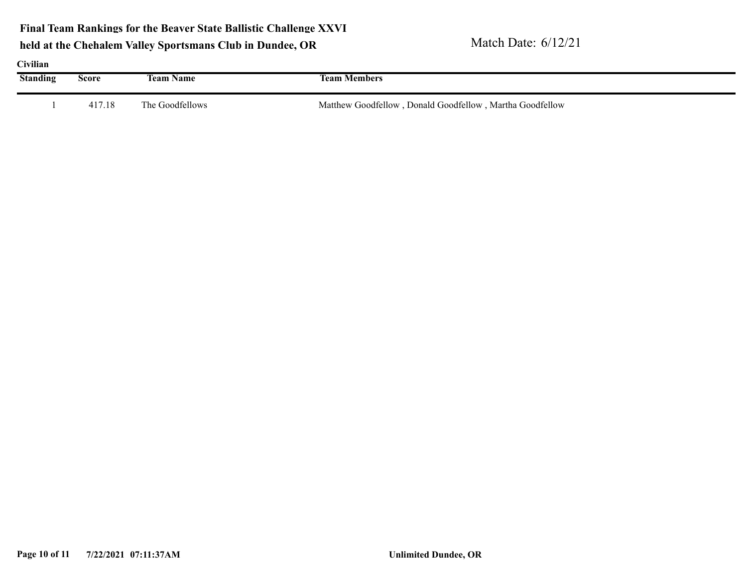**Final Team Rankings for the Beaver State Ballistic Challenge XXVI held at the Chehalem Valley Sportsmans Club in Dundee, OR**

Match Date: 6/12/21

**Civilian**

| Standing | Score | Team Name | Team Members |
|---|---|---|---|
| 1 | 417.18 | The Goodfellows | Matthew Goodfellow , Donald Goodfellow , Martha Goodfellow |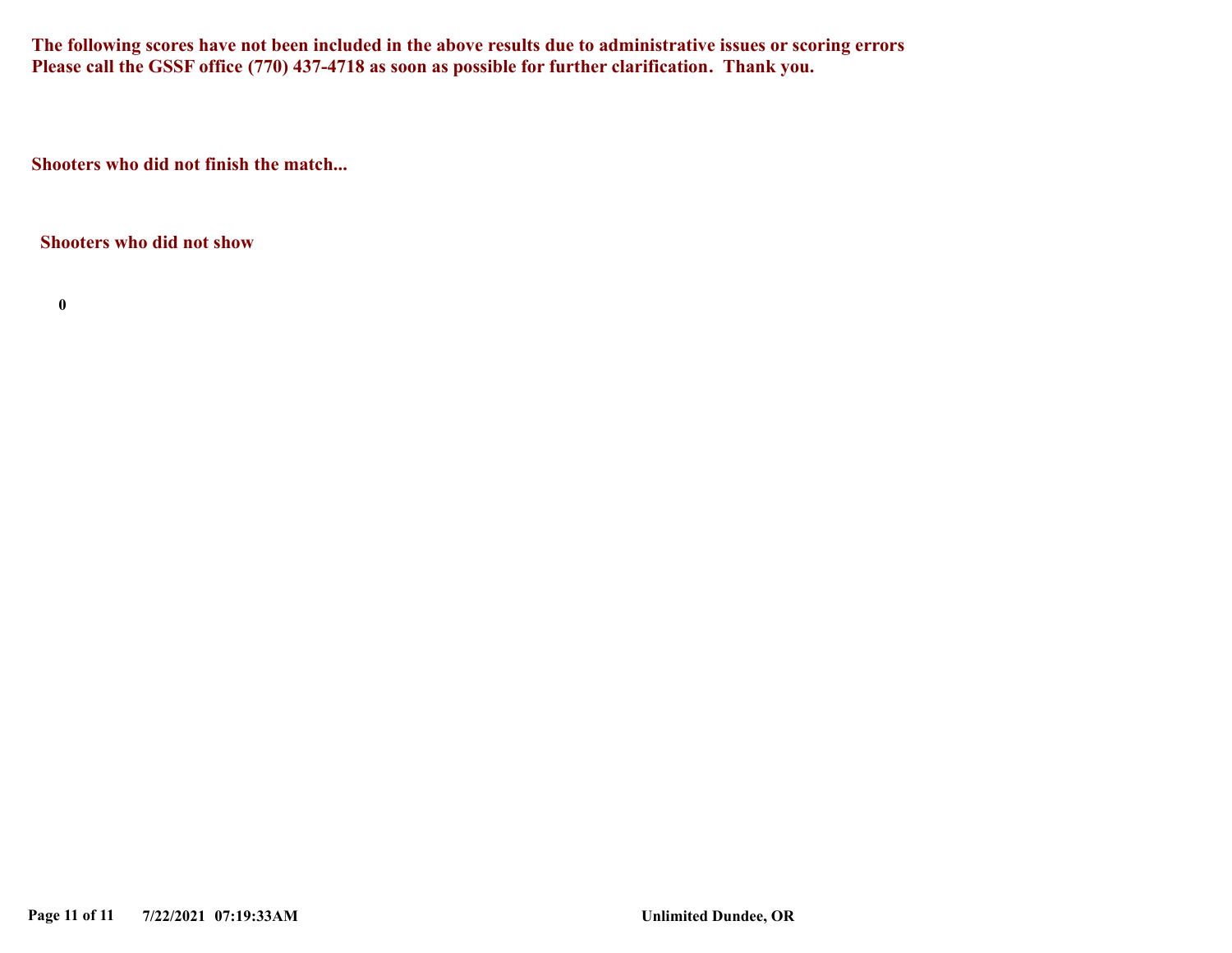**The following scores have not been included in the above results due to administrative issues or scoring errors**
**Please call the GSSF office (770) 437-4718 as soon as possible for further clarification. Thank you.**

**Shooters who did not finish the match...**

**Shooters who did not show**

**0**